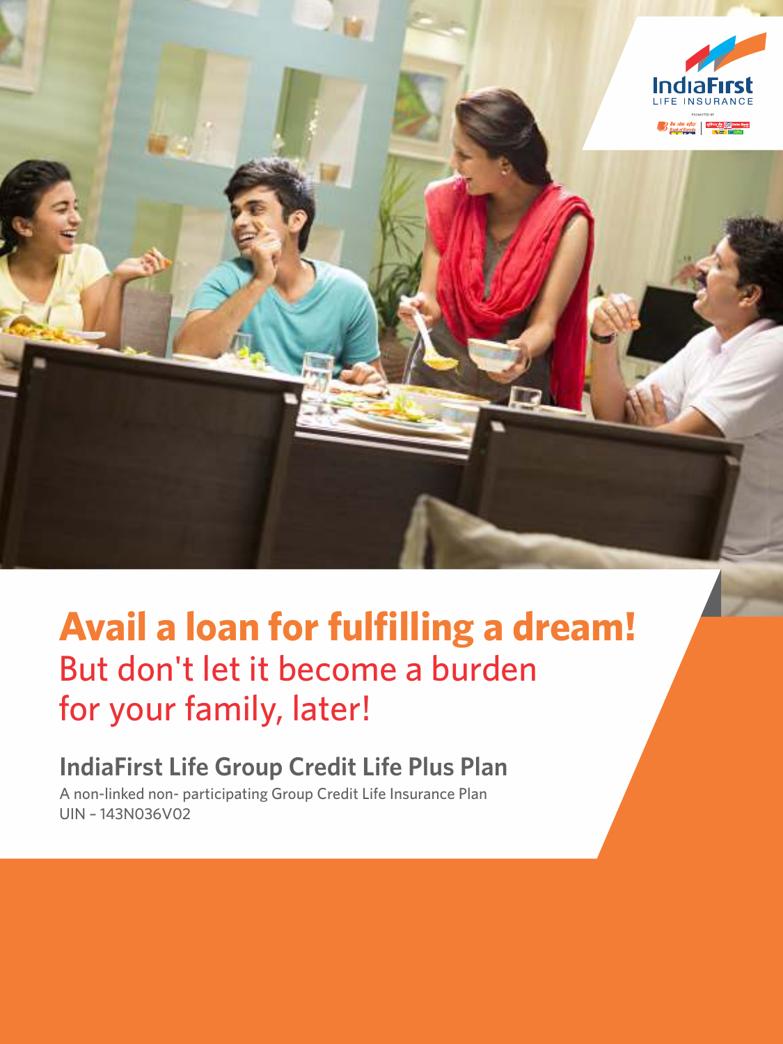# Avail a loan for fulfilling a dream!

## But don't let it become a burden for your family, later!

### IndiaFirst Life Group Credit Life Plus Plan

A non-linked non- participating Group Credit Life Insurance Plan
UIN – 143N036V02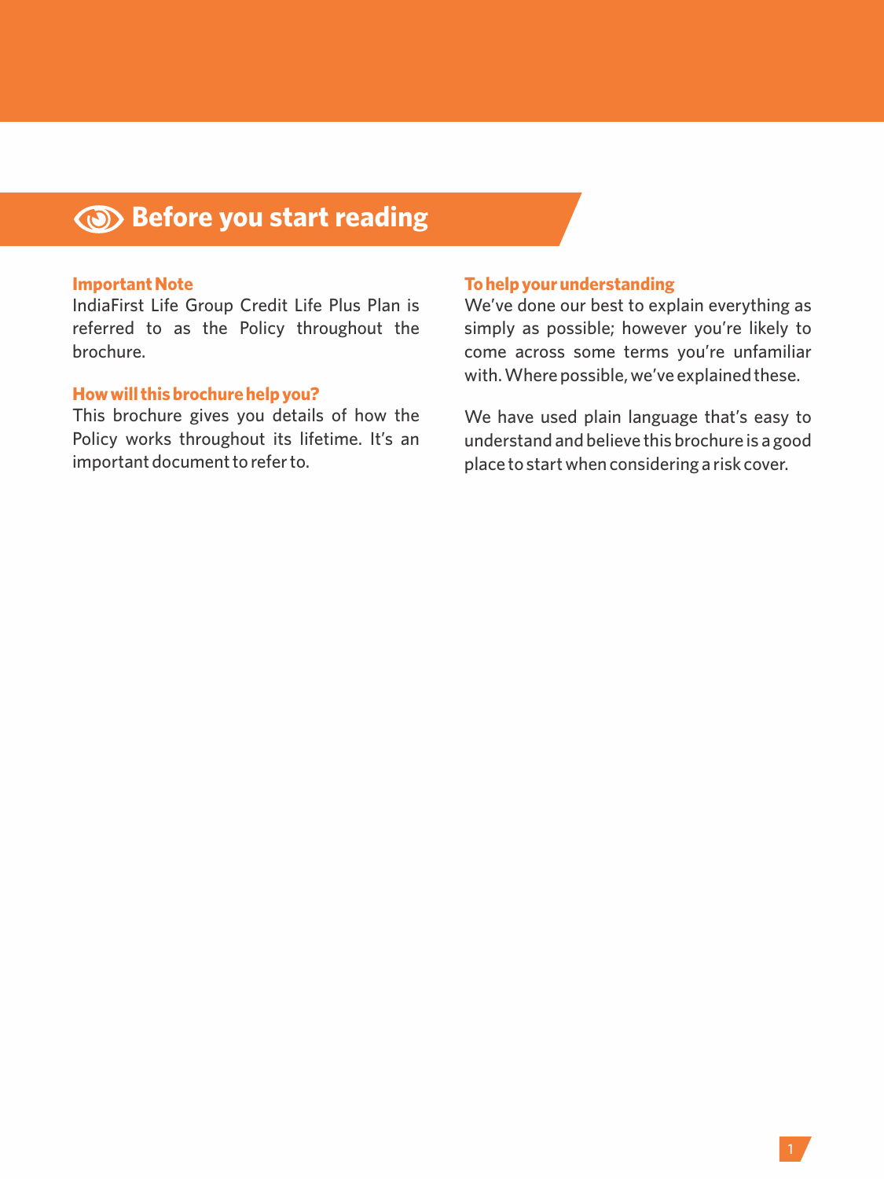# Before you start reading

### Important Note

IndiaFirst Life Group Credit Life Plus Plan is referred to as the Policy throughout the brochure.

### How will this brochure help you?

This brochure gives you details of how the Policy works throughout its lifetime. It's an important document to refer to.

### To help your understanding

We've done our best to explain everything as simply as possible; however you're likely to come across some terms you're unfamiliar with. Where possible, we've explained these.

We have used plain language that's easy to understand and believe this brochure is a good place to start when considering a risk cover.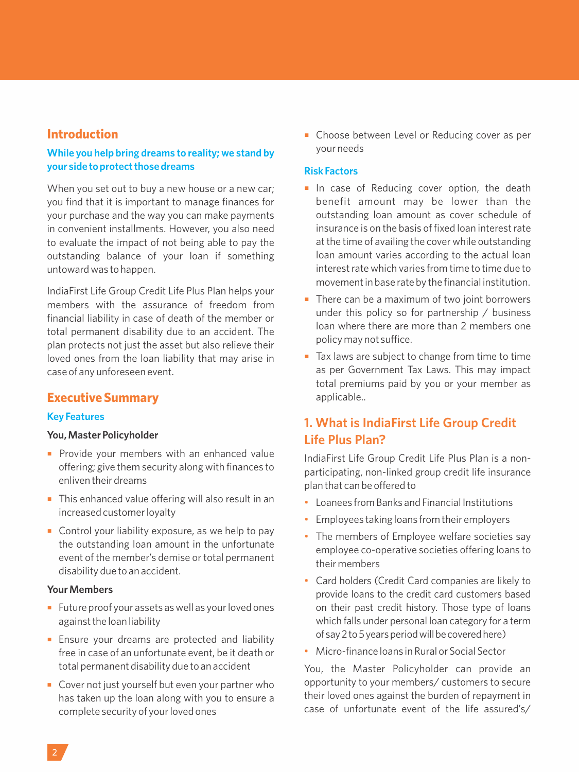## Introduction

### While you help bring dreams to reality; we stand by your side to protect those dreams

When you set out to buy a new house or a new car; you find that it is important to manage finances for your purchase and the way you can make payments in convenient installments. However, you also need to evaluate the impact of not being able to pay the outstanding balance of your loan if something untoward was to happen.

IndiaFirst Life Group Credit Life Plus Plan helps your members with the assurance of freedom from financial liability in case of death of the member or total permanent disability due to an accident. The plan protects not just the asset but also relieve their loved ones from the loan liability that may arise in case of any unforeseen event.

## Executive Summary

### Key Features

**You, Master Policyholder**

- Provide your members with an enhanced value offering; give them security along with finances to enliven their dreams
- This enhanced value offering will also result in an increased customer loyalty
- Control your liability exposure, as we help to pay the outstanding loan amount in the unfortunate event of the member's demise or total permanent disability due to an accident.

**Your Members**

- Future proof your assets as well as your loved ones against the loan liability
- Ensure your dreams are protected and liability free in case of an unfortunate event, be it death or total permanent disability due to an accident
- Cover not just yourself but even your partner who has taken up the loan along with you to ensure a complete security of your loved ones
- Choose between Level or Reducing cover as per your needs

### Risk Factors

- In case of Reducing cover option, the death benefit amount may be lower than the outstanding loan amount as cover schedule of insurance is on the basis of fixed loan interest rate at the time of availing the cover while outstanding loan amount varies according to the actual loan interest rate which varies from time to time due to movement in base rate by the financial institution.
- There can be a maximum of two joint borrowers under this policy so for partnership / business loan where there are more than 2 members one policy may not suffice.
- Tax laws are subject to change from time to time as per Government Tax Laws. This may impact total premiums paid by you or your member as applicable..

## 1. What is IndiaFirst Life Group Credit Life Plus Plan?

IndiaFirst Life Group Credit Life Plus Plan is a non-participating, non-linked group credit life insurance plan that can be offered to

- Loanees from Banks and Financial Institutions
- Employees taking loans from their employers
- The members of Employee welfare societies say employee co-operative societies offering loans to their members
- Card holders (Credit Card companies are likely to provide loans to the credit card customers based on their past credit history. Those type of loans which falls under personal loan category for a term of say 2 to 5 years period will be covered here)
- Micro-finance loans in Rural or Social Sector

You, the Master Policyholder can provide an opportunity to your members/ customers to secure their loved ones against the burden of repayment in case of unfortunate event of the life assured's/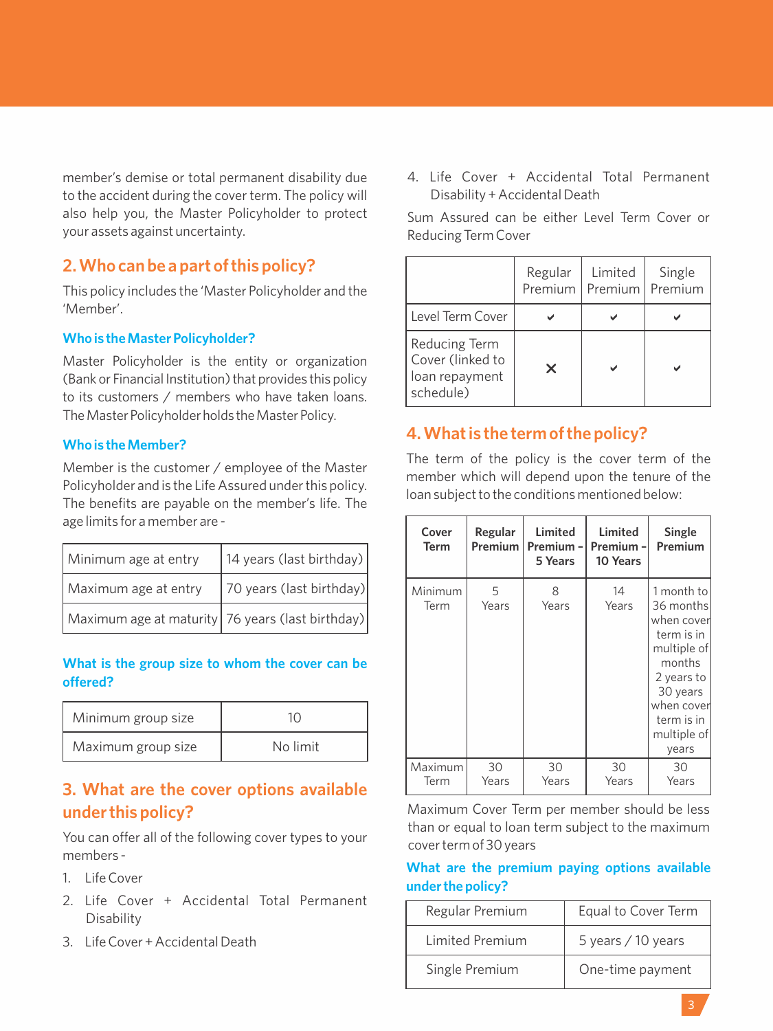member's demise or total permanent disability due to the accident during the cover term. The policy will also help you, the Master Policyholder to protect your assets against uncertainty.

## 2. Who can be a part of this policy?

This policy includes the 'Master Policyholder and the 'Member'.

### Who is the Master Policyholder?

Master Policyholder is the entity or organization (Bank or Financial Institution) that provides this policy to its customers / members who have taken loans. The Master Policyholder holds the Master Policy.

### Who is the Member?

Member is the customer / employee of the Master Policyholder and is the Life Assured under this policy. The benefits are payable on the member's life. The age limits for a member are -

| | |
|---|---|
| Minimum age at entry | 14 years (last birthday) |
| Maximum age at entry | 70 years (last birthday) |
| Maximum age at maturity | 76 years (last birthday) |

### What is the group size to whom the cover can be offered?

| | |
|---|---|
| Minimum group size | 10 |
| Maximum group size | No limit |

## 3. What are the cover options available under this policy?

You can offer all of the following cover types to your members -

1. Life Cover
2. Life Cover + Accidental Total Permanent Disability
3. Life Cover + Accidental Death
4. Life Cover + Accidental Total Permanent Disability + Accidental Death

Sum Assured can be either Level Term Cover or Reducing Term Cover

| | Regular Premium | Limited Premium | Single Premium |
|---|---|---|---|
| Level Term Cover | ✔ | ✔ | ✔ |
| Reducing Term Cover (linked to loan repayment schedule) | ✕ | ✔ | ✔ |

## 4. What is the term of the policy?

The term of the policy is the cover term of the member which will depend upon the tenure of the loan subject to the conditions mentioned below:

| Cover Term | Regular Premium | Limited Premium - 5 Years | Limited Premium - 10 Years | Single Premium |
|---|---|---|---|---|
| Minimum Term | 5 Years | 8 Years | 14 Years | 1 month to 36 months when cover term is in multiple of months 2 years to 30 years when cover term is in multiple of years |
| Maximum Term | 30 Years | 30 Years | 30 Years | 30 Years |

Maximum Cover Term per member should be less than or equal to loan term subject to the maximum cover term of 30 years

### What are the premium paying options available under the policy?

| | |
|---|---|
| Regular Premium | Equal to Cover Term |
| Limited Premium | 5 years / 10 years |
| Single Premium | One-time payment |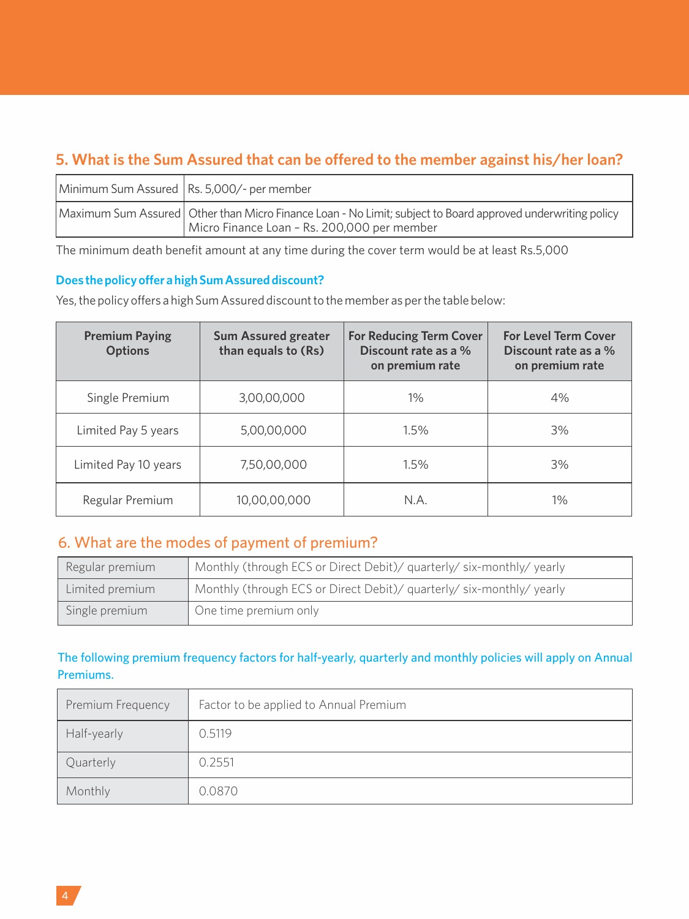## 5. What is the Sum Assured that can be offered to the member against his/her loan?

| | |
|---|---|
| Minimum Sum Assured | Rs. 5,000/- per member |
| Maximum Sum Assured | Other than Micro Finance Loan - No Limit; subject to Board approved underwriting policy<br>Micro Finance Loan – Rs. 200,000 per member |

The minimum death benefit amount at any time during the cover term would be at least Rs.5,000

### Does the policy offer a high Sum Assured discount?

Yes, the policy offers a high Sum Assured discount to the member as per the table below:

| Premium Paying Options | Sum Assured greater than equals to (Rs) | For Reducing Term Cover Discount rate as a % on premium rate | For Level Term Cover Discount rate as a % on premium rate |
|---|---|---|---|
| Single Premium | 3,00,00,000 | 1% | 4% |
| Limited Pay 5 years | 5,00,00,000 | 1.5% | 3% |
| Limited Pay 10 years | 7,50,00,000 | 1.5% | 3% |
| Regular Premium | 10,00,00,000 | N.A. | 1% |

## 6. What are the modes of payment of premium?

| | |
|---|---|
| Regular premium | Monthly (through ECS or Direct Debit)/ quarterly/ six-monthly/ yearly |
| Limited premium | Monthly (through ECS or Direct Debit)/ quarterly/ six-monthly/ yearly |
| Single premium | One time premium only |

### The following premium frequency factors for half-yearly, quarterly and monthly policies will apply on Annual Premiums.

| Premium Frequency | Factor to be applied to Annual Premium |
|---|---|
| Half-yearly | 0.5119 |
| Quarterly | 0.2551 |
| Monthly | 0.0870 |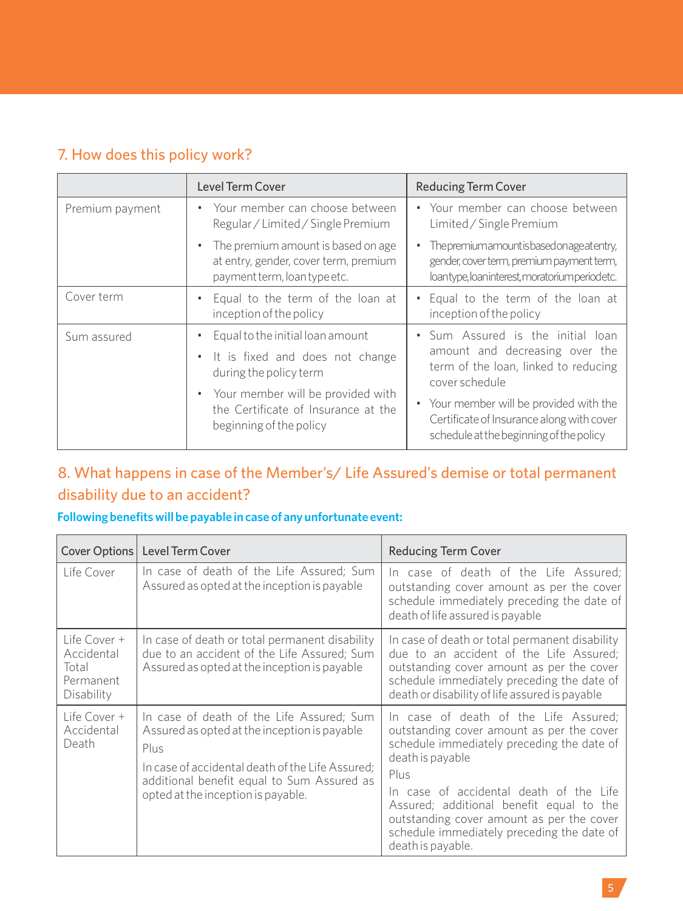## 7. How does this policy work?

| | Level Term Cover | Reducing Term Cover |
|---|---|---|
| Premium payment | • Your member can choose between Regular / Limited / Single Premium<br>• The premium amount is based on age at entry, gender, cover term, premium payment term, loan type etc. | • Your member can choose between Limited / Single Premium<br>• The premium amount is based on age at entry, gender, cover term, premium payment term, loan type, loan interest, moratorium period etc. |
| Cover term | • Equal to the term of the loan at inception of the policy | • Equal to the term of the loan at inception of the policy |
| Sum assured | • Equal to the initial loan amount<br>• It is fixed and does not change during the policy term<br>• Your member will be provided with the Certificate of Insurance at the beginning of the policy | • Sum Assured is the initial loan amount and decreasing over the term of the loan, linked to reducing cover schedule<br>• Your member will be provided with the Certificate of Insurance along with cover schedule at the beginning of the policy |

## 8. What happens in case of the Member's/ Life Assured's demise or total permanent disability due to an accident?

**Following benefits will be payable in case of any unfortunate event:**

| Cover Options | Level Term Cover | Reducing Term Cover |
|---|---|---|
| Life Cover | In case of death of the Life Assured; Sum Assured as opted at the inception is payable | In case of death of the Life Assured; outstanding cover amount as per the cover schedule immediately preceding the date of death of life assured is payable |
| Life Cover + Accidental Total Permanent Disability | In case of death or total permanent disability due to an accident of the Life Assured; Sum Assured as opted at the inception is payable | In case of death or total permanent disability due to an accident of the Life Assured; outstanding cover amount as per the cover schedule immediately preceding the date of death or disability of life assured is payable |
| Life Cover + Accidental Death | In case of death of the Life Assured; Sum Assured as opted at the inception is payable<br>Plus<br>In case of accidental death of the Life Assured; additional benefit equal to Sum Assured as opted at the inception is payable. | In case of death of the Life Assured; outstanding cover amount as per the cover schedule immediately preceding the date of death is payable<br>Plus<br>In case of accidental death of the Life Assured; additional benefit equal to the outstanding cover amount as per the cover schedule immediately preceding the date of death is payable. |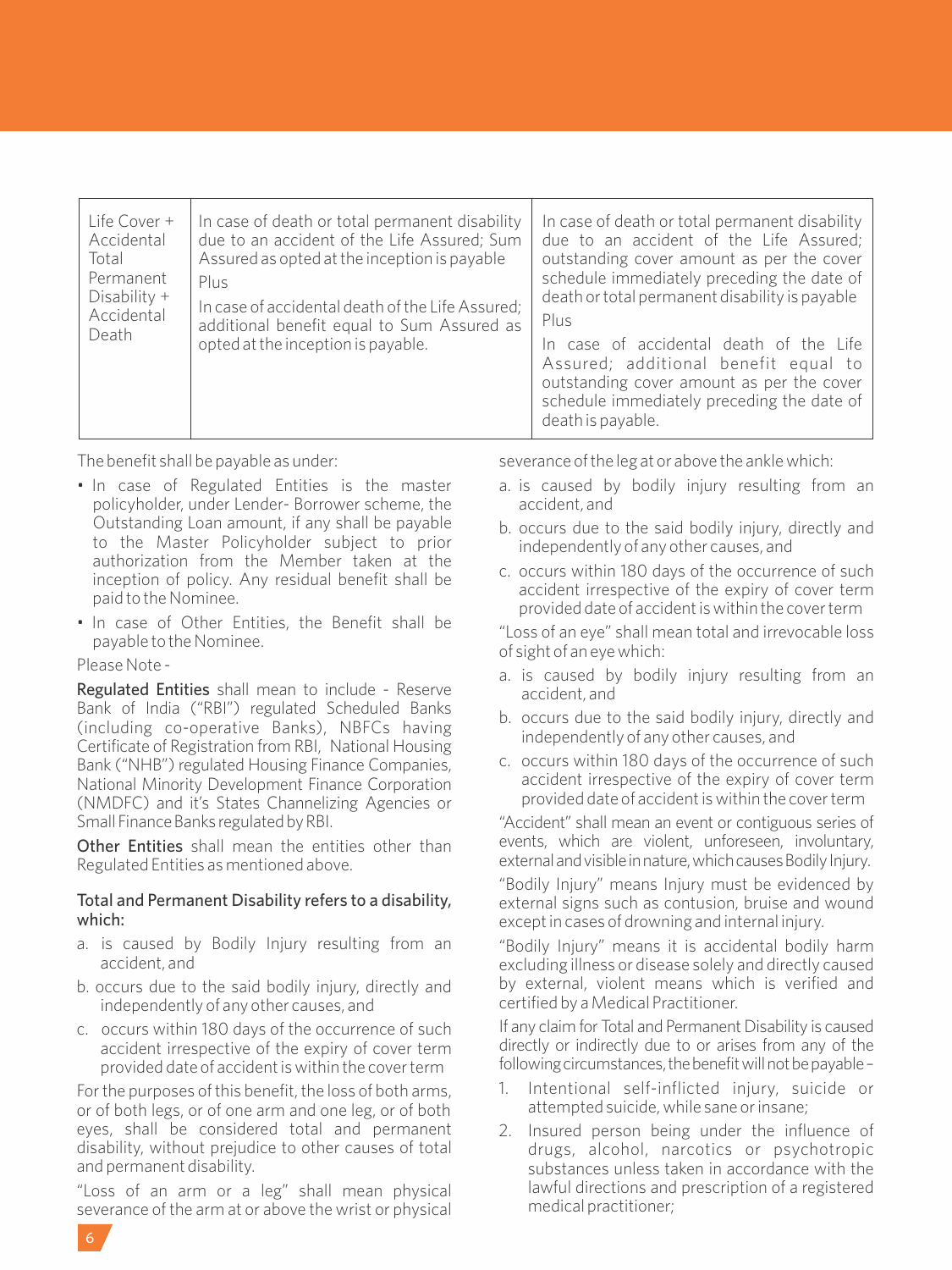| Life Cover + Accidental Total Permanent Disability + Accidental Death | In case of death or total permanent disability due to an accident of the Life Assured; Sum Assured as opted at the inception is payable<br>Plus<br>In case of accidental death of the Life Assured; additional benefit equal to Sum Assured as opted at the inception is payable. | In case of death or total permanent disability due to an accident of the Life Assured; outstanding cover amount as per the cover schedule immediately preceding the date of death or total permanent disability is payable<br>Plus<br>In case of accidental death of the Life Assured; additional benefit equal to outstanding cover amount as per the cover schedule immediately preceding the date of death is payable. |
|---|---|---|

The benefit shall be payable as under:

- In case of Regulated Entities is the master policyholder, under Lender- Borrower scheme, the Outstanding Loan amount, if any shall be payable to the Master Policyholder subject to prior authorization from the Member taken at the inception of policy. Any residual benefit shall be paid to the Nominee.
- In case of Other Entities, the Benefit shall be payable to the Nominee.

Please Note -

**Regulated Entities** shall mean to include - Reserve Bank of India ("RBI") regulated Scheduled Banks (including co-operative Banks), NBFCs having Certificate of Registration from RBI, National Housing Bank ("NHB") regulated Housing Finance Companies, National Minority Development Finance Corporation (NMDFC) and it's States Channelizing Agencies or Small Finance Banks regulated by RBI.

**Other Entities** shall mean the entities other than Regulated Entities as mentioned above.

**Total and Permanent Disability refers to a disability, which:**

a. is caused by Bodily Injury resulting from an accident, and
b. occurs due to the said bodily injury, directly and independently of any other causes, and
c. occurs within 180 days of the occurrence of such accident irrespective of the expiry of cover term provided date of accident is within the cover term

For the purposes of this benefit, the loss of both arms, or of both legs, or of one arm and one leg, or of both eyes, shall be considered total and permanent disability, without prejudice to other causes of total and permanent disability.

"Loss of an arm or a leg" shall mean physical severance of the arm at or above the wrist or physical severance of the leg at or above the ankle which:

a. is caused by bodily injury resulting from an accident, and
b. occurs due to the said bodily injury, directly and independently of any other causes, and
c. occurs within 180 days of the occurrence of such accident irrespective of the expiry of cover term provided date of accident is within the cover term

"Loss of an eye" shall mean total and irrevocable loss of sight of an eye which:

a. is caused by bodily injury resulting from an accident, and
b. occurs due to the said bodily injury, directly and independently of any other causes, and
c. occurs within 180 days of the occurrence of such accident irrespective of the expiry of cover term provided date of accident is within the cover term

"Accident" shall mean an event or contiguous series of events, which are violent, unforeseen, involuntary, external and visible in nature, which causes Bodily Injury.

"Bodily Injury" means Injury must be evidenced by external signs such as contusion, bruise and wound except in cases of drowning and internal injury.

"Bodily Injury" means it is accidental bodily harm excluding illness or disease solely and directly caused by external, violent means which is verified and certified by a Medical Practitioner.

If any claim for Total and Permanent Disability is caused directly or indirectly due to or arises from any of the following circumstances, the benefit will not be payable –

1. Intentional self-inflicted injury, suicide or attempted suicide, while sane or insane;
2. Insured person being under the influence of drugs, alcohol, narcotics or psychotropic substances unless taken in accordance with the lawful directions and prescription of a registered medical practitioner;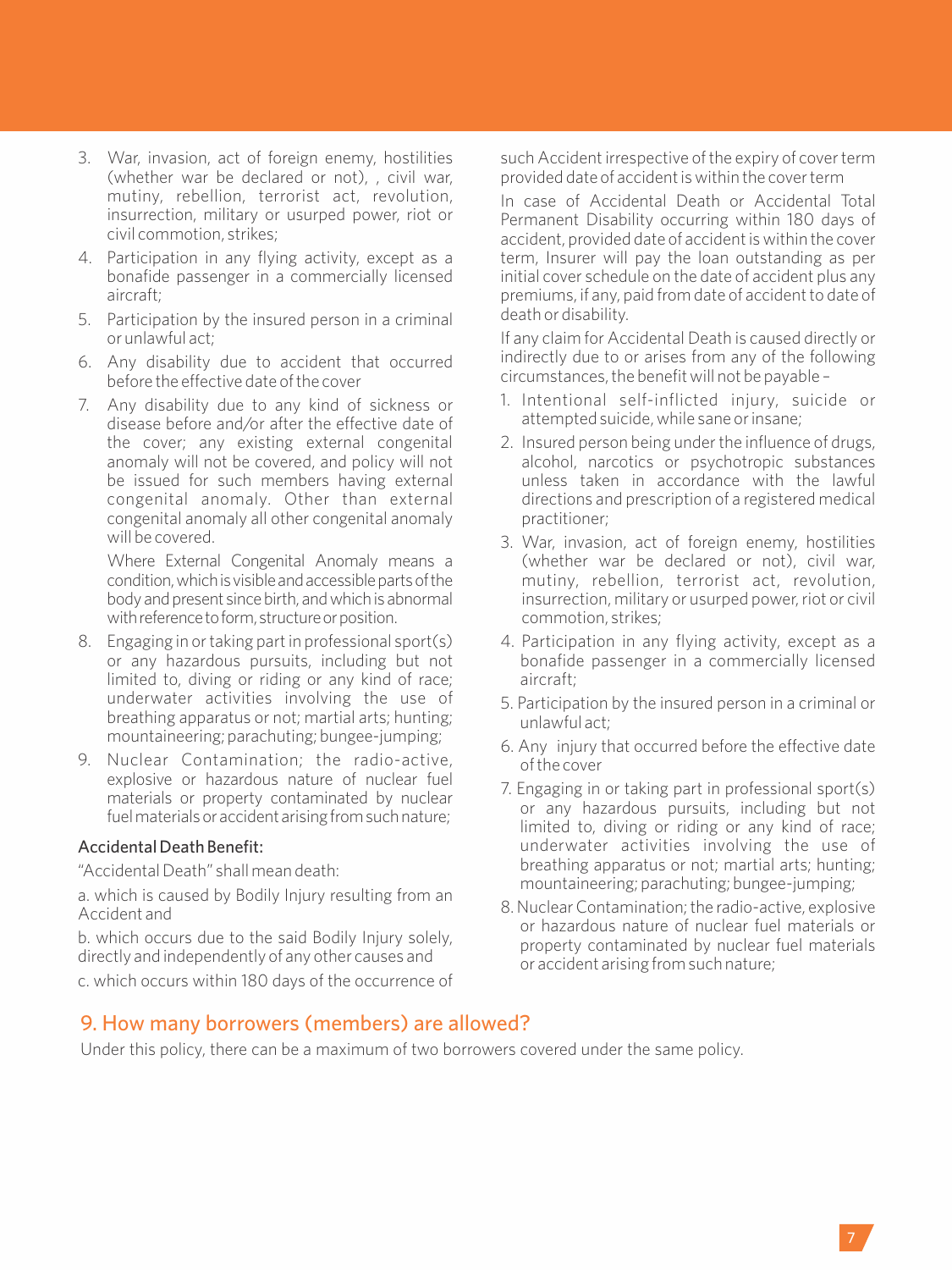3. War, invasion, act of foreign enemy, hostilities (whether war be declared or not), , civil war, mutiny, rebellion, terrorist act, revolution, insurrection, military or usurped power, riot or civil commotion, strikes;
4. Participation in any flying activity, except as a bonafide passenger in a commercially licensed aircraft;
5. Participation by the insured person in a criminal or unlawful act;
6. Any disability due to accident that occurred before the effective date of the cover
7. Any disability due to any kind of sickness or disease before and/or after the effective date of the cover; any existing external congenital anomaly will not be covered, and policy will not be issued for such members having external congenital anomaly. Other than external congenital anomaly all other congenital anomaly will be covered.

   Where External Congenital Anomaly means a condition, which is visible and accessible parts of the body and present since birth, and which is abnormal with reference to form, structure or position.
8. Engaging in or taking part in professional sport(s) or any hazardous pursuits, including but not limited to, diving or riding or any kind of race; underwater activities involving the use of breathing apparatus or not; martial arts; hunting; mountaineering; parachuting; bungee-jumping;
9. Nuclear Contamination; the radio-active, explosive or hazardous nature of nuclear fuel materials or property contaminated by nuclear fuel materials or accident arising from such nature;

### Accidental Death Benefit:

"Accidental Death" shall mean death:

a. which is caused by Bodily Injury resulting from an Accident and

b. which occurs due to the said Bodily Injury solely, directly and independently of any other causes and

c. which occurs within 180 days of the occurrence of such Accident irrespective of the expiry of cover term provided date of accident is within the cover term

In case of Accidental Death or Accidental Total Permanent Disability occurring within 180 days of accident, provided date of accident is within the cover term, Insurer will pay the loan outstanding as per initial cover schedule on the date of accident plus any premiums, if any, paid from date of accident to date of death or disability.

If any claim for Accidental Death is caused directly or indirectly due to or arises from any of the following circumstances, the benefit will not be payable –

1. Intentional self-inflicted injury, suicide or attempted suicide, while sane or insane;
2. Insured person being under the influence of drugs, alcohol, narcotics or psychotropic substances unless taken in accordance with the lawful directions and prescription of a registered medical practitioner;
3. War, invasion, act of foreign enemy, hostilities (whether war be declared or not), civil war, mutiny, rebellion, terrorist act, revolution, insurrection, military or usurped power, riot or civil commotion, strikes;
4. Participation in any flying activity, except as a bonafide passenger in a commercially licensed aircraft;
5. Participation by the insured person in a criminal or unlawful act;
6. Any injury that occurred before the effective date of the cover
7. Engaging in or taking part in professional sport(s) or any hazardous pursuits, including but not limited to, diving or riding or any kind of race; underwater activities involving the use of breathing apparatus or not; martial arts; hunting; mountaineering; parachuting; bungee-jumping;
8. Nuclear Contamination; the radio-active, explosive or hazardous nature of nuclear fuel materials or property contaminated by nuclear fuel materials or accident arising from such nature;

## 9. How many borrowers (members) are allowed?

Under this policy, there can be a maximum of two borrowers covered under the same policy.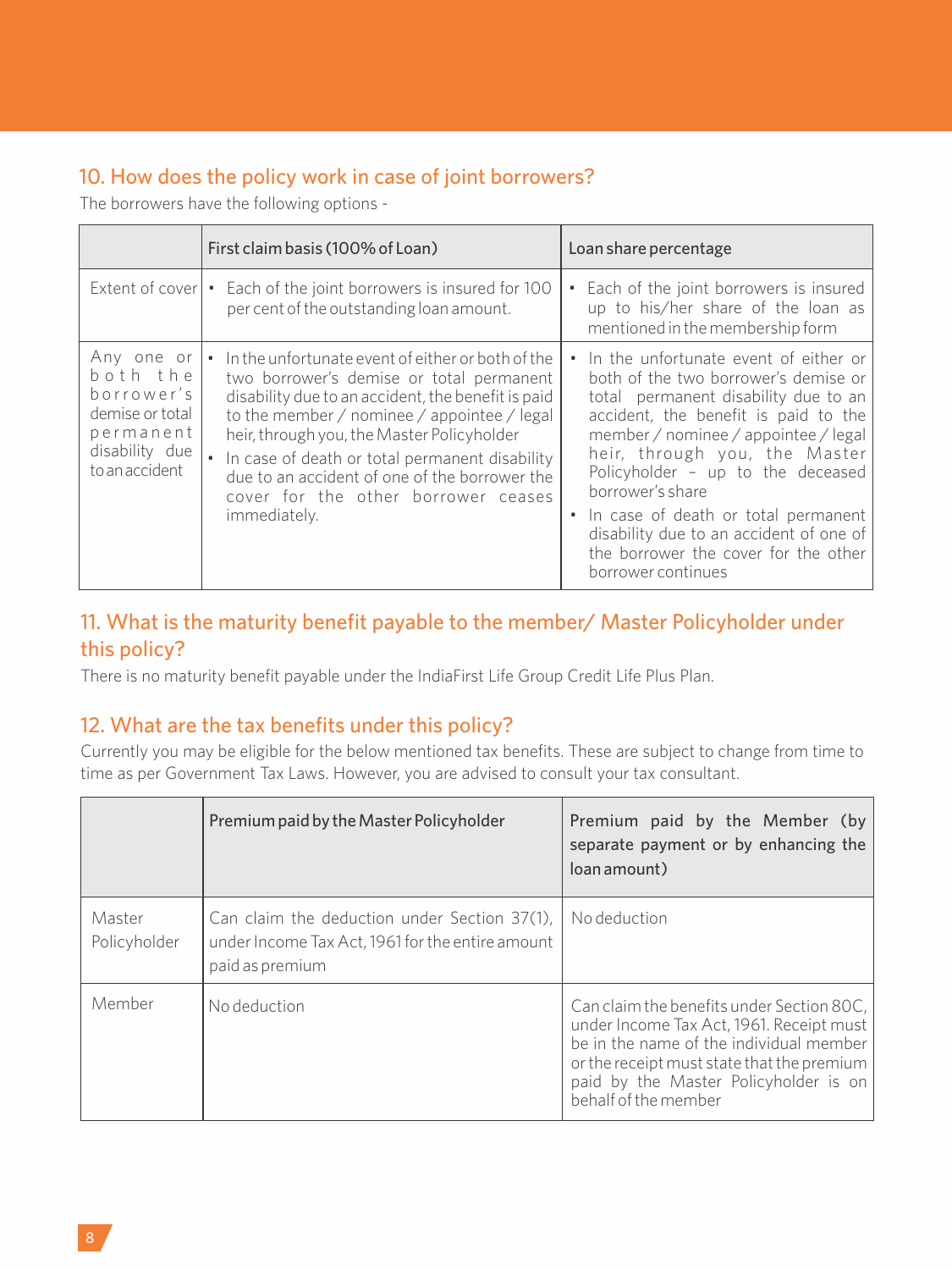## 10. How does the policy work in case of joint borrowers?

The borrowers have the following options -

| | First claim basis (100% of Loan) | Loan share percentage |
|---|---|---|
| Extent of cover | • Each of the joint borrowers is insured for 100 per cent of the outstanding loan amount. | • Each of the joint borrowers is insured up to his/her share of the loan as mentioned in the membership form |
| Any one or both the borrower's demise or total permanent disability due to an accident | • In the unfortunate event of either or both of the two borrower's demise or total permanent disability due to an accident, the benefit is paid to the member / nominee / appointee / legal heir, through you, the Master Policyholder<br>• In case of death or total permanent disability due to an accident of one of the borrower the cover for the other borrower ceases immediately. | • In the unfortunate event of either or both of the two borrower's demise or total permanent disability due to an accident, the benefit is paid to the member / nominee / appointee / legal heir, through you, the Master Policyholder – up to the deceased borrower's share<br>• In case of death or total permanent disability due to an accident of one of the borrower the cover for the other borrower continues |

## 11. What is the maturity benefit payable to the member/ Master Policyholder under this policy?

There is no maturity benefit payable under the IndiaFirst Life Group Credit Life Plus Plan.

## 12. What are the tax benefits under this policy?

Currently you may be eligible for the below mentioned tax benefits. These are subject to change from time to time as per Government Tax Laws. However, you are advised to consult your tax consultant.

| | Premium paid by the Master Policyholder | Premium paid by the Member (by separate payment or by enhancing the loan amount) |
|---|---|---|
| Master Policyholder | Can claim the deduction under Section 37(1), under Income Tax Act, 1961 for the entire amount paid as premium | No deduction |
| Member | No deduction | Can claim the benefits under Section 80C, under Income Tax Act, 1961. Receipt must be in the name of the individual member or the receipt must state that the premium paid by the Master Policyholder is on behalf of the member |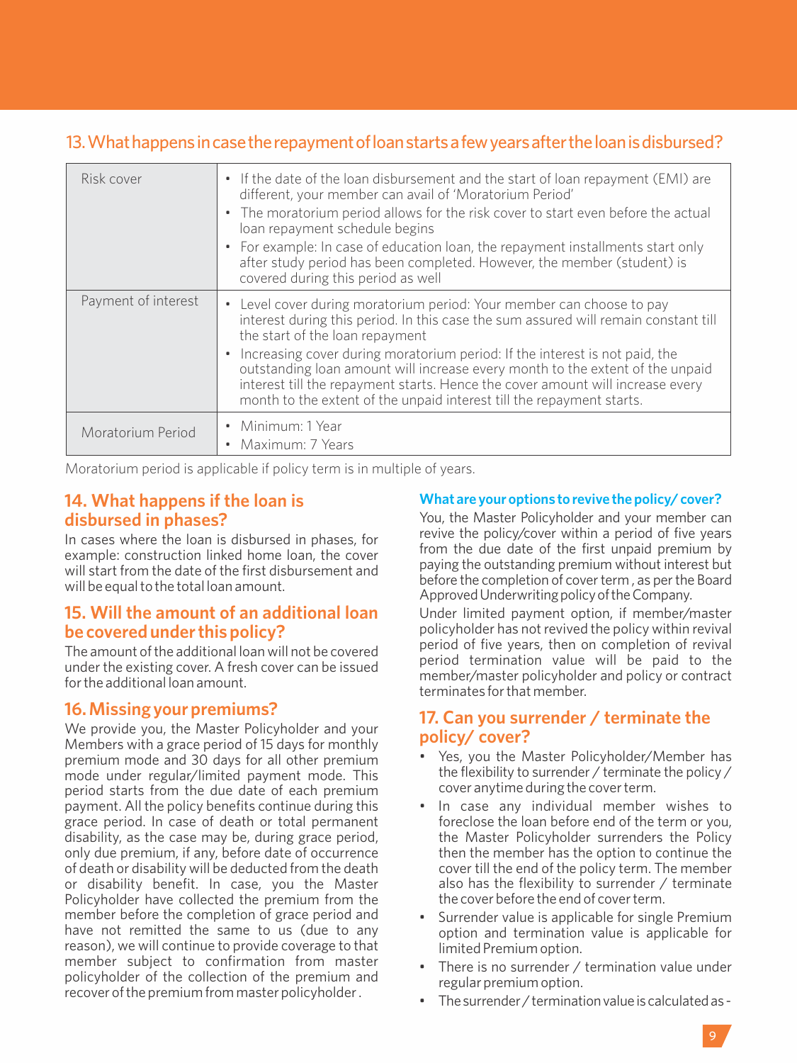## 13. What happens in case the repayment of loan starts a few years after the loan is disbursed?

| | |
|---|---|
| Risk cover | • If the date of the loan disbursement and the start of loan repayment (EMI) are different, your member can avail of 'Moratorium Period'<br>• The moratorium period allows for the risk cover to start even before the actual loan repayment schedule begins<br>• For example: In case of education loan, the repayment installments start only after study period has been completed. However, the member (student) is covered during this period as well |
| Payment of interest | • Level cover during moratorium period: Your member can choose to pay interest during this period. In this case the sum assured will remain constant till the start of the loan repayment<br>• Increasing cover during moratorium period: If the interest is not paid, the outstanding loan amount will increase every month to the extent of the unpaid interest till the repayment starts. Hence the cover amount will increase every month to the extent of the unpaid interest till the repayment starts. |
| Moratorium Period | • Minimum: 1 Year<br>• Maximum: 7 Years |

Moratorium period is applicable if policy term is in multiple of years.

## 14. What happens if the loan is disbursed in phases?

In cases where the loan is disbursed in phases, for example: construction linked home loan, the cover will start from the date of the first disbursement and will be equal to the total loan amount.

## 15. Will the amount of an additional loan be covered under this policy?

The amount of the additional loan will not be covered under the existing cover. A fresh cover can be issued for the additional loan amount.

## 16. Missing your premiums?

We provide you, the Master Policyholder and your Members with a grace period of 15 days for monthly premium mode and 30 days for all other premium mode under regular/limited payment mode. This period starts from the due date of each premium payment. All the policy benefits continue during this grace period. In case of death or total permanent disability, as the case may be, during grace period, only due premium, if any, before date of occurrence of death or disability will be deducted from the death or disability benefit. In case, you the Master Policyholder have collected the premium from the member before the completion of grace period and have not remitted the same to us (due to any reason), we will continue to provide coverage to that member subject to confirmation from master policyholder of the collection of the premium and recover of the premium from master policyholder.

### What are your options to revive the policy/ cover?

You, the Master Policyholder and your member can revive the policy/cover within a period of five years from the due date of the first unpaid premium by paying the outstanding premium without interest but before the completion of cover term, as per the Board Approved Underwriting policy of the Company.

Under limited payment option, if member/master policyholder has not revived the policy within revival period of five years, then on completion of revival period termination value will be paid to the member/master policyholder and policy or contract terminates for that member.

## 17. Can you surrender / terminate the policy/ cover?

- Yes, you the Master Policyholder/Member has the flexibility to surrender / terminate the policy / cover anytime during the cover term.
- In case any individual member wishes to foreclose the loan before end of the term or you, the Master Policyholder surrenders the Policy then the member has the option to continue the cover till the end of the policy term. The member also has the flexibility to surrender / terminate the cover before the end of cover term.
- Surrender value is applicable for single Premium option and termination value is applicable for limited Premium option.
- There is no surrender / termination value under regular premium option.
- The surrender / termination value is calculated as -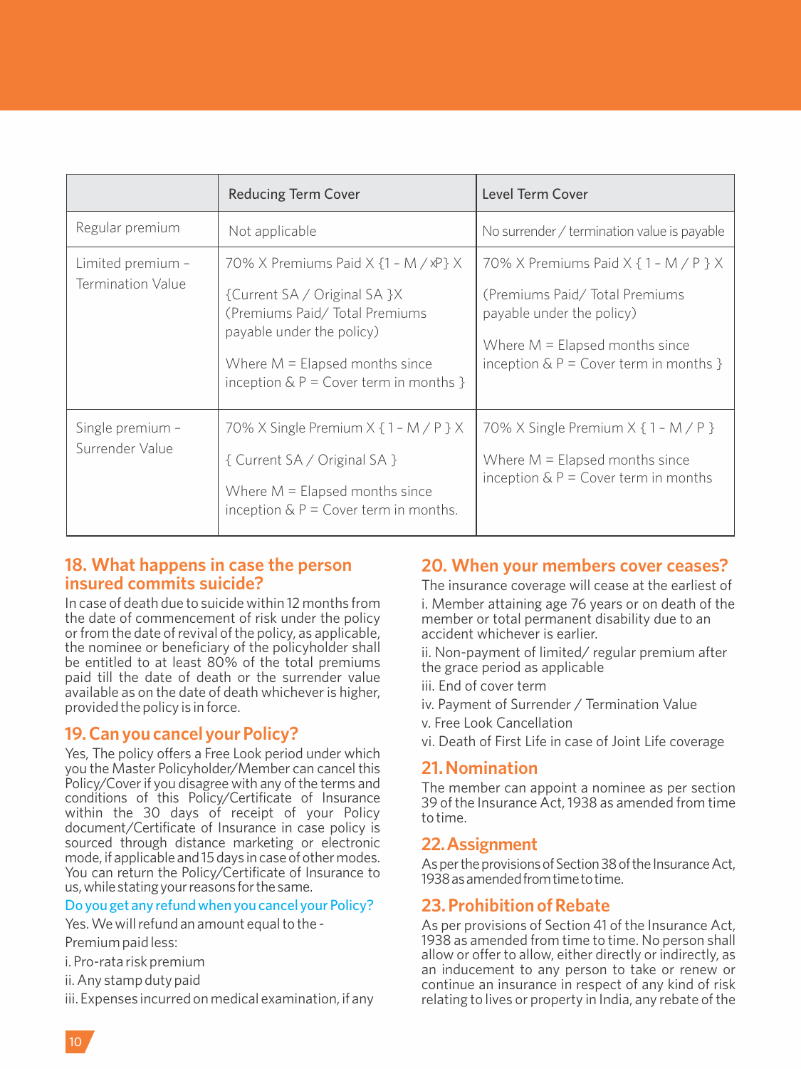| | Reducing Term Cover | Level Term Cover |
|---|---|---|
| Regular premium | Not applicable | No surrender / termination value is payable |
| Limited premium - Termination Value | 70% X Premiums Paid X {1 - M / xP} X {Current SA / Original SA }X (Premiums Paid/ Total Premiums payable under the policy) Where M = Elapsed months since inception & P = Cover term in months } | 70% X Premiums Paid X { 1 - M / P } X (Premiums Paid/ Total Premiums payable under the policy) Where M = Elapsed months since inception & P = Cover term in months } |
| Single premium - Surrender Value | 70% X Single Premium X { 1 - M / P } X { Current SA / Original SA } Where M = Elapsed months since inception & P = Cover term in months. | 70% X Single Premium X { 1 - M / P } Where M = Elapsed months since inception & P = Cover term in months |

## 18. What happens in case the person insured commits suicide?

In case of death due to suicide within 12 months from the date of commencement of risk under the policy or from the date of revival of the policy, as applicable, the nominee or beneficiary of the policyholder shall be entitled to at least 80% of the total premiums paid till the date of death or the surrender value available as on the date of death whichever is higher, provided the policy is in force.

## 19. Can you cancel your Policy?

Yes, The policy offers a Free Look period under which you the Master Policyholder/Member can cancel this Policy/Cover if you disagree with any of the terms and conditions of this Policy/Certificate of Insurance within the 30 days of receipt of your Policy document/Certificate of Insurance in case policy is sourced through distance marketing or electronic mode, if applicable and 15 days in case of other modes. You can return the Policy/Certificate of Insurance to us, while stating your reasons for the same.

### Do you get any refund when you cancel your Policy?

Yes. We will refund an amount equal to the -

Premium paid less:

i. Pro-rata risk premium

ii. Any stamp duty paid

iii. Expenses incurred on medical examination, if any

## 20. When your members cover ceases?

The insurance coverage will cease at the earliest of

i. Member attaining age 76 years or on death of the member or total permanent disability due to an accident whichever is earlier.

ii. Non-payment of limited/ regular premium after the grace period as applicable

iii. End of cover term

iv. Payment of Surrender / Termination Value

v. Free Look Cancellation

vi. Death of First Life in case of Joint Life coverage

## 21. Nomination

The member can appoint a nominee as per section 39 of the Insurance Act, 1938 as amended from time to time.

## 22. Assignment

As per the provisions of Section 38 of the Insurance Act, 1938 as amended from time to time.

## 23. Prohibition of Rebate

As per provisions of Section 41 of the Insurance Act, 1938 as amended from time to time. No person shall allow or offer to allow, either directly or indirectly, as an inducement to any person to take or renew or continue an insurance in respect of any kind of risk relating to lives or property in India, any rebate of the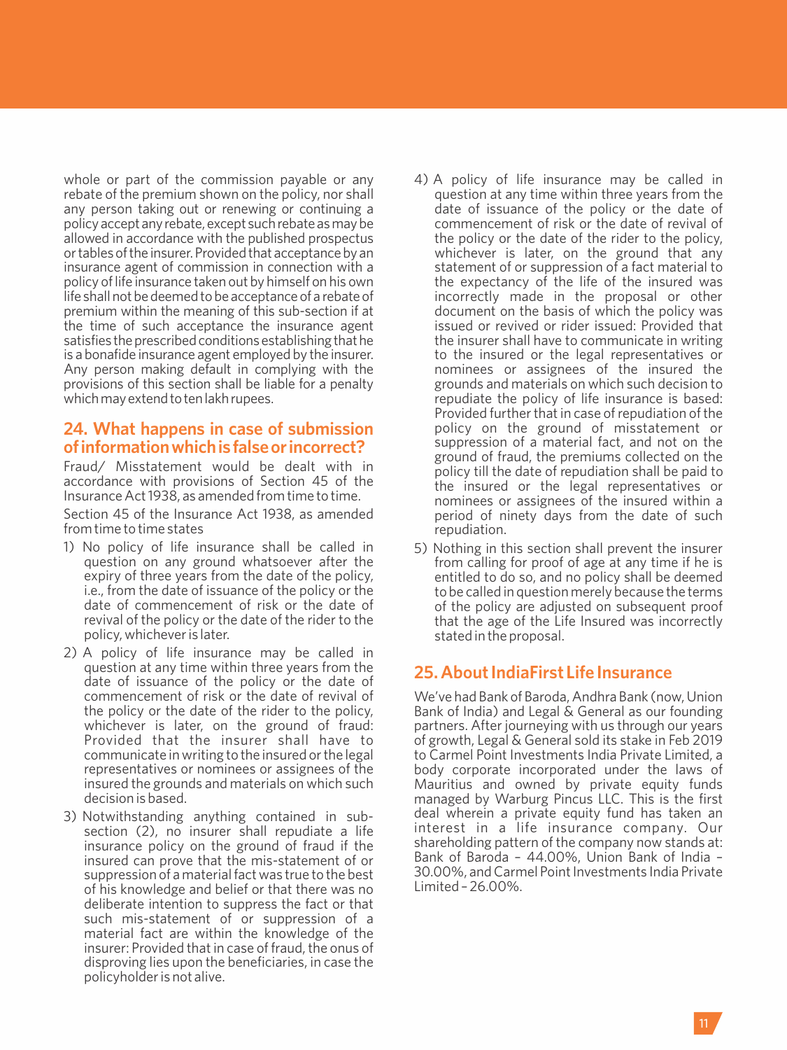whole or part of the commission payable or any rebate of the premium shown on the policy, nor shall any person taking out or renewing or continuing a policy accept any rebate, except such rebate as may be allowed in accordance with the published prospectus or tables of the insurer. Provided that acceptance by an insurance agent of commission in connection with a policy of life insurance taken out by himself on his own life shall not be deemed to be acceptance of a rebate of premium within the meaning of this sub-section if at the time of such acceptance the insurance agent satisfies the prescribed conditions establishing that he is a bonafide insurance agent employed by the insurer. Any person making default in complying with the provisions of this section shall be liable for a penalty which may extend to ten lakh rupees.

## 24. What happens in case of submission of information which is false or incorrect?

Fraud/ Misstatement would be dealt with in accordance with provisions of Section 45 of the Insurance Act 1938, as amended from time to time.

Section 45 of the Insurance Act 1938, as amended from time to time states

1) No policy of life insurance shall be called in question on any ground whatsoever after the expiry of three years from the date of the policy, i.e., from the date of issuance of the policy or the date of commencement of risk or the date of revival of the policy or the date of the rider to the policy, whichever is later.
2) A policy of life insurance may be called in question at any time within three years from the date of issuance of the policy or the date of commencement of risk or the date of revival of the policy or the date of the rider to the policy, whichever is later, on the ground of fraud: Provided that the insurer shall have to communicate in writing to the insured or the legal representatives or nominees or assignees of the insured the grounds and materials on which such decision is based.
3) Notwithstanding anything contained in sub-section (2), no insurer shall repudiate a life insurance policy on the ground of fraud if the insured can prove that the mis-statement of or suppression of a material fact was true to the best of his knowledge and belief or that there was no deliberate intention to suppress the fact or that such mis-statement of or suppression of a material fact are within the knowledge of the insurer: Provided that in case of fraud, the onus of disproving lies upon the beneficiaries, in case the policyholder is not alive.
4) A policy of life insurance may be called in question at any time within three years from the date of issuance of the policy or the date of commencement of risk or the date of revival of the policy or the date of the rider to the policy, whichever is later, on the ground that any statement of or suppression of a fact material to the expectancy of the life of the insured was incorrectly made in the proposal or other document on the basis of which the policy was issued or revived or rider issued: Provided that the insurer shall have to communicate in writing to the insured or the legal representatives or nominees or assignees of the insured the grounds and materials on which such decision to repudiate the policy of life insurance is based: Provided further that in case of repudiation of the policy on the ground of misstatement or suppression of a material fact, and not on the ground of fraud, the premiums collected on the policy till the date of repudiation shall be paid to the insured or the legal representatives or nominees or assignees of the insured within a period of ninety days from the date of such repudiation.
5) Nothing in this section shall prevent the insurer from calling for proof of age at any time if he is entitled to do so, and no policy shall be deemed to be called in question merely because the terms of the policy are adjusted on subsequent proof that the age of the Life Insured was incorrectly stated in the proposal.

## 25. About IndiaFirst Life Insurance

We've had Bank of Baroda, Andhra Bank (now, Union Bank of India) and Legal & General as our founding partners. After journeying with us through our years of growth, Legal & General sold its stake in Feb 2019 to Carmel Point Investments India Private Limited, a body corporate incorporated under the laws of Mauritius and owned by private equity funds managed by Warburg Pincus LLC. This is the first deal wherein a private equity fund has taken an interest in a life insurance company. Our shareholding pattern of the company now stands at: Bank of Baroda – 44.00%, Union Bank of India – 30.00%, and Carmel Point Investments India Private Limited – 26.00%.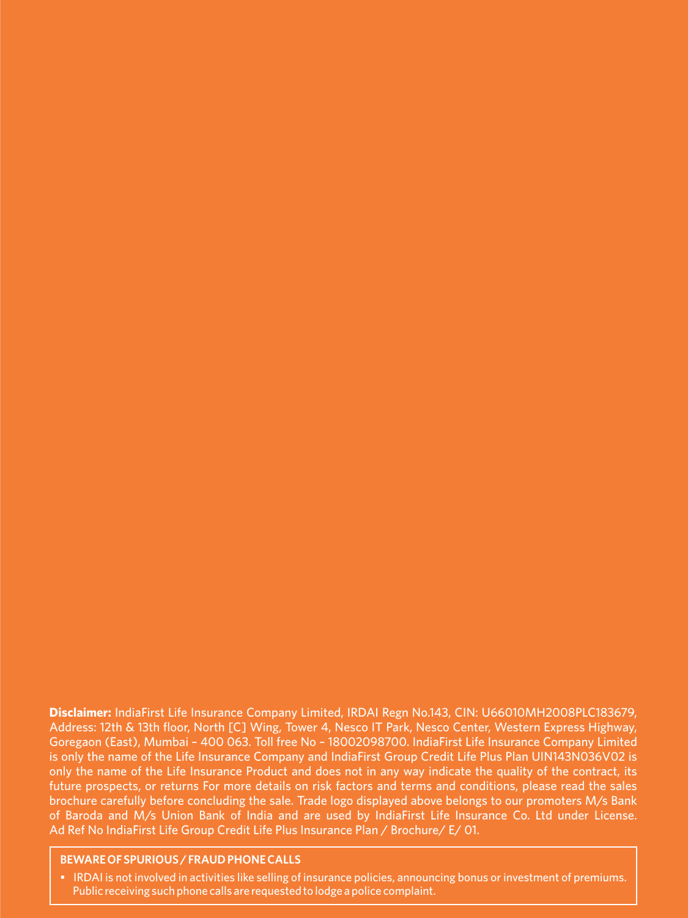**Disclaimer:** IndiaFirst Life Insurance Company Limited, IRDAI Regn No.143, CIN: U66010MH2008PLC183679, Address: 12th & 13th floor, North [C] Wing, Tower 4, Nesco IT Park, Nesco Center, Western Express Highway, Goregaon (East), Mumbai – 400 063. Toll free No – 18002098700. IndiaFirst Life Insurance Company Limited is only the name of the Life Insurance Company and IndiaFirst Group Credit Life Plus Plan UIN143N036V02 is only the name of the Life Insurance Product and does not in any way indicate the quality of the contract, its future prospects, or returns For more details on risk factors and terms and conditions, please read the sales brochure carefully before concluding the sale. Trade logo displayed above belongs to our promoters M/s Bank of Baroda and M/s Union Bank of India and are used by IndiaFirst Life Insurance Co. Ltd under License. Ad Ref No IndiaFirst Life Group Credit Life Plus Insurance Plan / Brochure/ E/ 01.

**BEWARE OF SPURIOUS / FRAUD PHONE CALLS**

- IRDAI is not involved in activities like selling of insurance policies, announcing bonus or investment of premiums. Public receiving such phone calls are requested to lodge a police complaint.